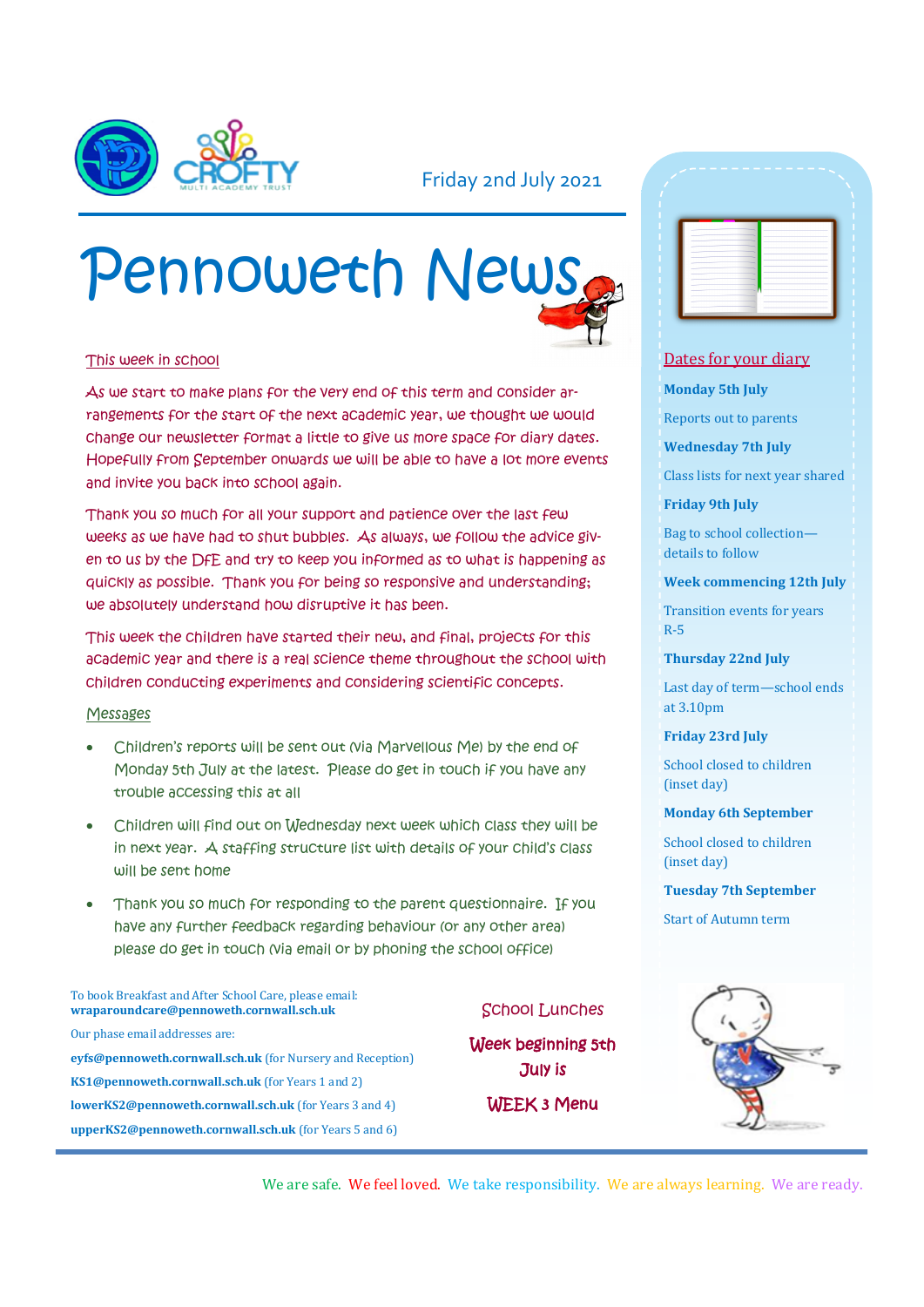Friday 2nd July 2021

# Pennoweth News

## This week in school

As we start to make plans for the very end of this term and consider arrangements for the start of the next academic year, we thought we would change our newsletter format a little to give us more space for diary dates. Hopefully from September onwards we will be able to have a lot more events and invite you back into school again.

Thank you so much for all your support and patience over the last few weeks as we have had to shut bubbles. As always, we follow the advice given to us by the DfE and try to keep you informed as to what is happening as quickly as possible. Thank you for being so responsive and understanding; we absolutely understand how disruptive it has been.

This week the children have started their new, and final, projects for this academic year and there is a real science theme throughout the school with children conducting experiments and considering scientific concepts.

## Messages

- Children's reports will be sent out (via Marvellous Me) by the end of Monday 5th July at the latest. Please do get in touch if you have any trouble accessing this at all
- Children will find out on Wednesday next week which class they will be in next year. A staffing structure list with details of your child's class will be sent home
- Thank you so much for responding to the parent questionnaire. If you have any further feedback regarding behaviour (or any other area) please do get in touch (via email or by phoning the school office)

To book Breakfast and After School Care, please email: **wraparoundcare@pennoweth.cornwall.sch.uk**

Our phase email addresses are:

**eyfs@pennoweth.cornwall.sch.uk** (for Nursery and Reception)

**KS1@pennoweth.cornwall.sch.uk** (for Years 1 and 2)

**lowerKS2@pennoweth.cornwall.sch.uk** (for Years 3 and 4)

**upperKS2@pennoweth.cornwall.sch.uk** (for Years 5 and 6)

## School Lunches

**Week beginning 5th July is**

**WEEK 3 Menu**

## Dates for your diary

**Monday 5th July**

Reports out to parents

**Wednesday 7th July**

Class lists for next year shared

**Friday 9th July**

Bag to school collection—details to follow

**Week commencing 12th July**

Transition events for years R-5

**Thursday 22nd July**

Last day of term—school ends at 3.10pm

**Friday 23rd July**

School closed to children (inset day)

**Monday 6th September**

School closed to children (inset day)

**Tuesday 7th September**

Start of Autumn term

We are safe. We feel loved. We take responsibility. We are always learning. We are ready.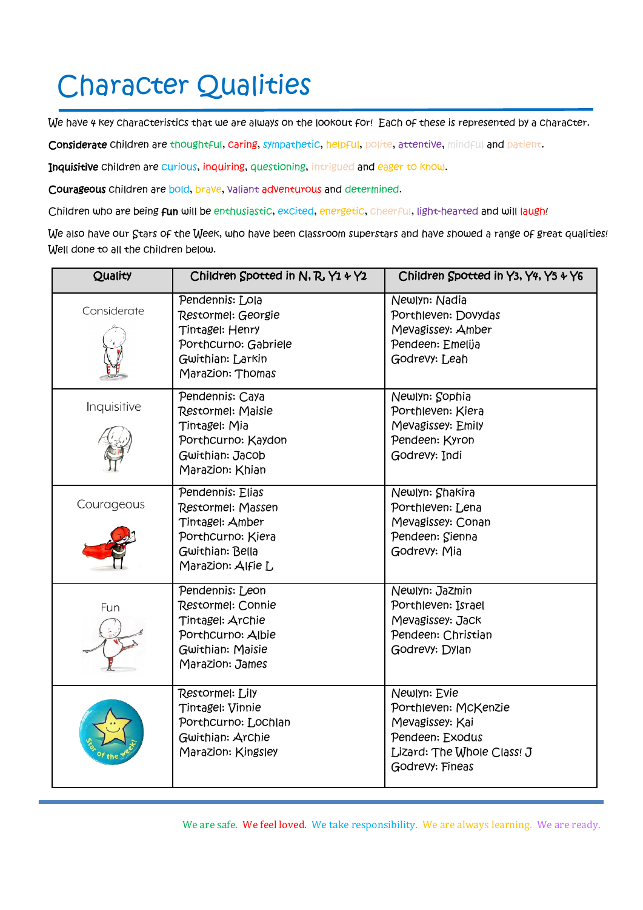# Character Qualities

We have 4 key characteristics that we are always on the lookout for! Each of these is represented by a character.

**Considerate** children are thoughtful, caring, sympathetic, helpful, polite, attentive, mindful and patient.

**Inquisitive** children are curious, inquiring, questioning, intrigued and eager to know.

**Courageous** children are bold, brave, valiant adventurous and determined.

Children who are being **fun** will be enthusiastic, excited, energetic, cheerful, light-hearted and will laugh!

We also have our Stars of the Week, who have been classroom superstars and have showed a range of great qualities! Well done to all the children below.

| Quality | Children Spotted in N, R, Y1 + Y2 | Children Spotted in Y3, Y4, Y5 + Y6 |
|---|---|---|
| Considerate | Pendennis: Lola<br>Restormel: Georgie<br>Tintagel: Henry<br>Porthcurno: Gabriele<br>Gwithian: Larkin<br>Marazion: Thomas | Newlyn: Nadia<br>Porthleven: Dovydas<br>Mevagissey: Amber<br>Pendeen: Emelija<br>Godrevy: Leah |
| Inquisitive | Pendennis: Caya<br>Restormel: Maisie<br>Tintagel: Mia<br>Porthcurno: Kaydon<br>Gwithian: Jacob<br>Marazion: Khian | Newlyn: Sophia<br>Porthleven: Kiera<br>Mevagissey: Emily<br>Pendeen: Kyron<br>Godrevy: Indi |
| Courageous | Pendennis: Elias<br>Restormel: Massen<br>Tintagel: Amber<br>Porthcurno: Kiera<br>Gwithian: Bella<br>Marazion: Alfie L | Newlyn: Shakira<br>Porthleven: Lena<br>Mevagissey: Conan<br>Pendeen: Sienna<br>Godrevy: Mia |
| Fun | Pendennis: Leon<br>Restormel: Connie<br>Tintagel: Archie<br>Porthcurno: Albie<br>Gwithian: Maisie<br>Marazion: James | Newlyn: Jazmin<br>Porthleven: Israel<br>Mevagissey: Jack<br>Pendeen: Christian<br>Godrevy: Dylan |
| Star of the week! | Restormel: Lily<br>Tintagel: Vinnie<br>Porthcurno: Lochlan<br>Gwithian: Archie<br>Marazion: Kingsley | Newlyn: Evie<br>Porthleven: McKenzie<br>Mevagissey: Kai<br>Pendeen: Exodus<br>Lizard: The Whole Class! J<br>Godrevy: Fineas |

We are safe. We feel loved. We take responsibility. We are always learning. We are ready.